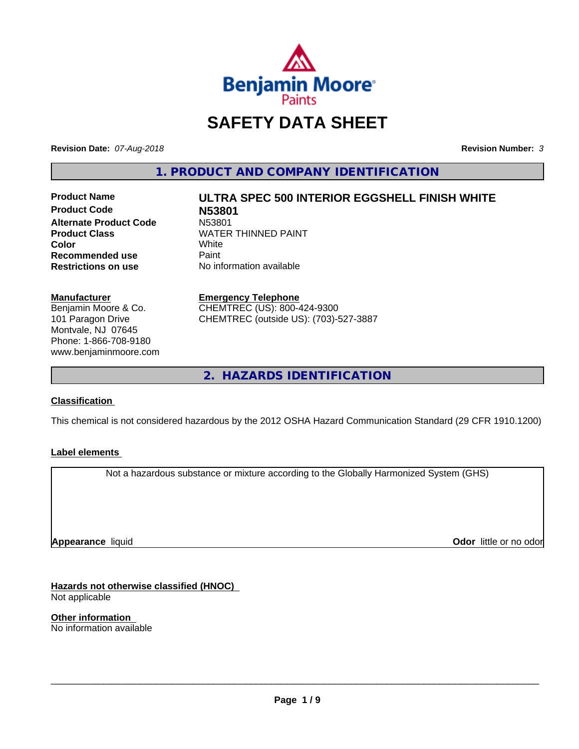# SAFETY DATA SHEET

**Revision Date:** *07-Aug-2018*

**Revision Number:** *3*

## 1. PRODUCT AND COMPANY IDENTIFICATION

| | |
|---|---|
| **Product Name** | **ULTRA SPEC 500 INTERIOR EGGSHELL FINISH WHITE** |
| **Product Code** | **N53801** |
| **Alternate Product Code** | N53801 |
| **Product Class** | WATER THINNED PAINT |
| **Color** | White |
| **Recommended use** | Paint |
| **Restrictions on use** | No information available |

**Manufacturer**
Benjamin Moore & Co.
101 Paragon Drive
Montvale, NJ 07645
Phone: 1-866-708-9180
www.benjaminmoore.com

**Emergency Telephone**
CHEMTREC (US): 800-424-9300
CHEMTREC (outside US): (703)-527-3887

## 2. HAZARDS IDENTIFICATION

### Classification

This chemical is not considered hazardous by the 2012 OSHA Hazard Communication Standard (29 CFR 1910.1200)

### Label elements

Not a hazardous substance or mixture according to the Globally Harmonized System (GHS)

**Appearance** liquid

**Odor** little or no odor

### Hazards not otherwise classified (HNOC)

Not applicable

### Other information

No information available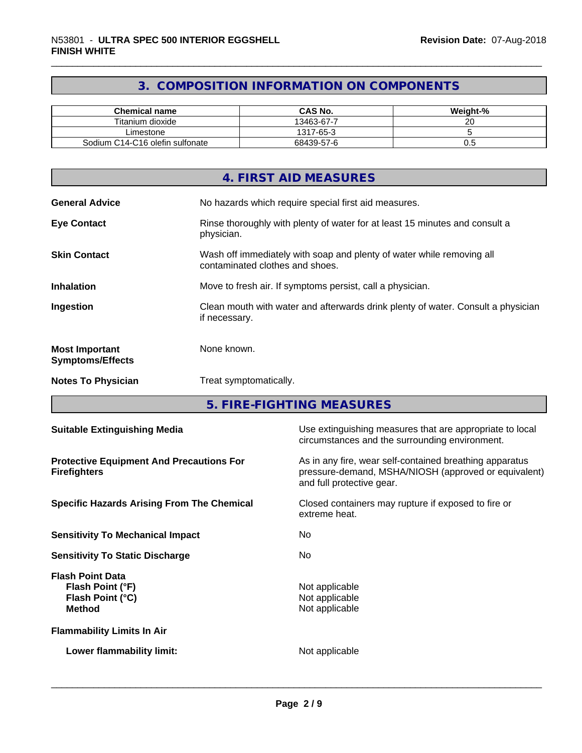## 3. COMPOSITION INFORMATION ON COMPONENTS

| Chemical name | CAS No. | Weight-% |
|---|---|---|
| Titanium dioxide | 13463-67-7 | 20 |
| Limestone | 1317-65-3 | 5 |
| Sodium C14-C16 olefin sulfonate | 68439-57-6 | 0.5 |

## 4. FIRST AID MEASURES

**General Advice** No hazards which require special first aid measures.

**Eye Contact** Rinse thoroughly with plenty of water for at least 15 minutes and consult a physician.

**Skin Contact** Wash off immediately with soap and plenty of water while removing all contaminated clothes and shoes.

**Inhalation** Move to fresh air. If symptoms persist, call a physician.

**Ingestion** Clean mouth with water and afterwards drink plenty of water. Consult a physician if necessary.

**Most Important Symptoms/Effects** None known.

**Notes To Physician** Treat symptomatically.

## 5. FIRE-FIGHTING MEASURES

**Suitable Extinguishing Media** Use extinguishing measures that are appropriate to local circumstances and the surrounding environment.

**Protective Equipment And Precautions For Firefighters** As in any fire, wear self-contained breathing apparatus pressure-demand, MSHA/NIOSH (approved or equivalent) and full protective gear.

**Specific Hazards Arising From The Chemical** Closed containers may rupture if exposed to fire or extreme heat.

**Sensitivity To Mechanical Impact** No

**Sensitivity To Static Discharge** No

**Flash Point Data**
**Flash Point (°F)** Not applicable
**Flash Point (°C)** Not applicable
**Method** Not applicable

**Flammability Limits In Air**

**Lower flammability limit:** Not applicable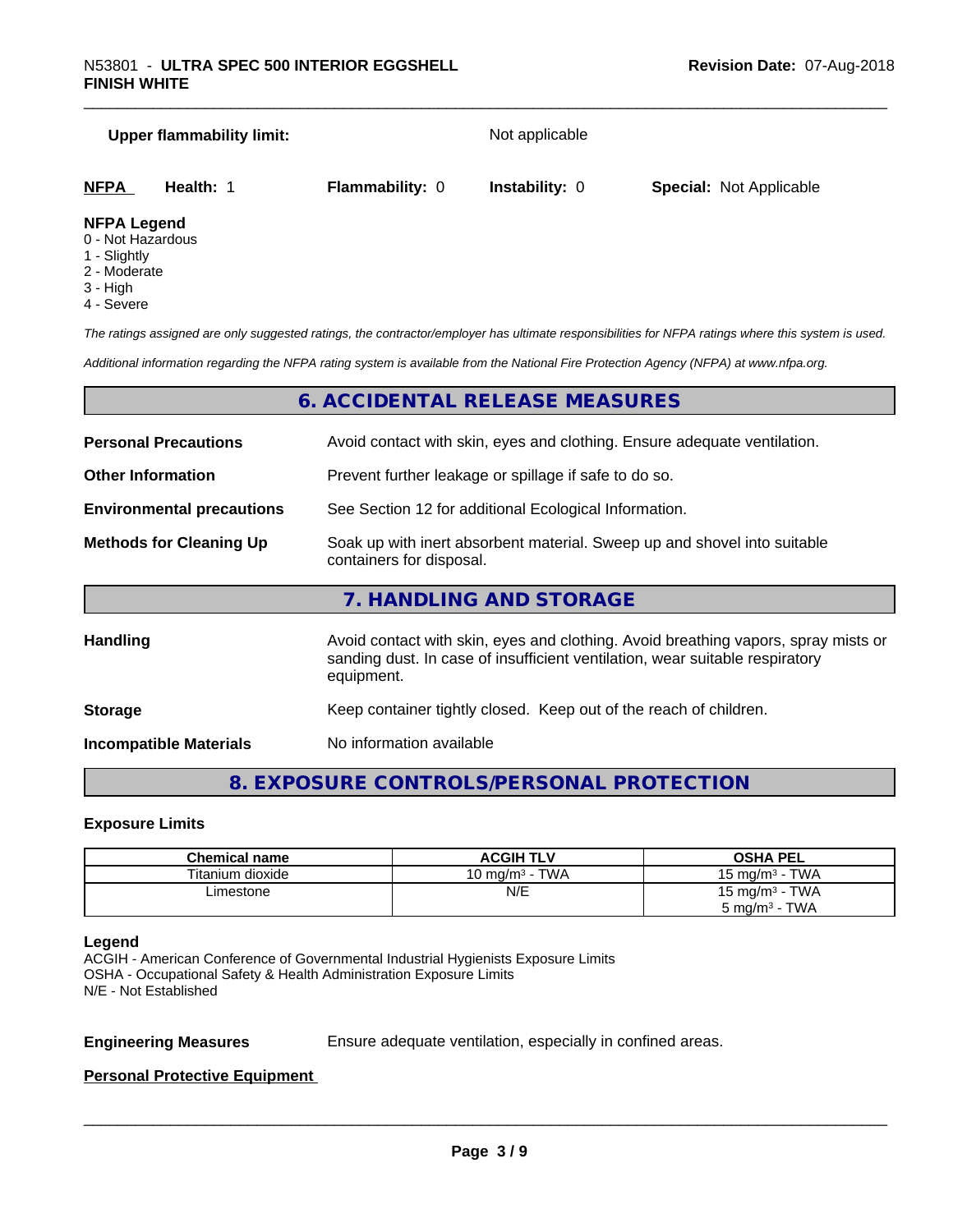**Upper flammability limit:** Not applicable

| **NFPA** | **Health:** 1 | **Flammability:** 0 | **Instability:** 0 | **Special:** Not Applicable |
|---|---|---|---|---|

**NFPA Legend**
0 - Not Hazardous
1 - Slightly
2 - Moderate
3 - High
4 - Severe

*The ratings assigned are only suggested ratings, the contractor/employer has ultimate responsibilities for NFPA ratings where this system is used.*

*Additional information regarding the NFPA rating system is available from the National Fire Protection Agency (NFPA) at www.nfpa.org.*

## 6. ACCIDENTAL RELEASE MEASURES

**Personal Precautions** Avoid contact with skin, eyes and clothing. Ensure adequate ventilation.

**Other Information** Prevent further leakage or spillage if safe to do so.

**Environmental precautions** See Section 12 for additional Ecological Information.

**Methods for Cleaning Up** Soak up with inert absorbent material. Sweep up and shovel into suitable containers for disposal.

## 7. HANDLING AND STORAGE

**Handling** Avoid contact with skin, eyes and clothing. Avoid breathing vapors, spray mists or sanding dust. In case of insufficient ventilation, wear suitable respiratory equipment.

**Storage** Keep container tightly closed. Keep out of the reach of children.

**Incompatible Materials** No information available

## 8. EXPOSURE CONTROLS/PERSONAL PROTECTION

### Exposure Limits

| Chemical name | ACGIH TLV | OSHA PEL |
|---|---|---|
| Titanium dioxide | 10 mg/m³ - TWA | 15 mg/m³ - TWA |
| Limestone | N/E | 15 mg/m³ - TWA<br>5 mg/m³ - TWA |

**Legend**
ACGIH - American Conference of Governmental Industrial Hygienists Exposure Limits
OSHA - Occupational Safety & Health Administration Exposure Limits
N/E - Not Established

**Engineering Measures** Ensure adequate ventilation, especially in confined areas.

**Personal Protective Equipment**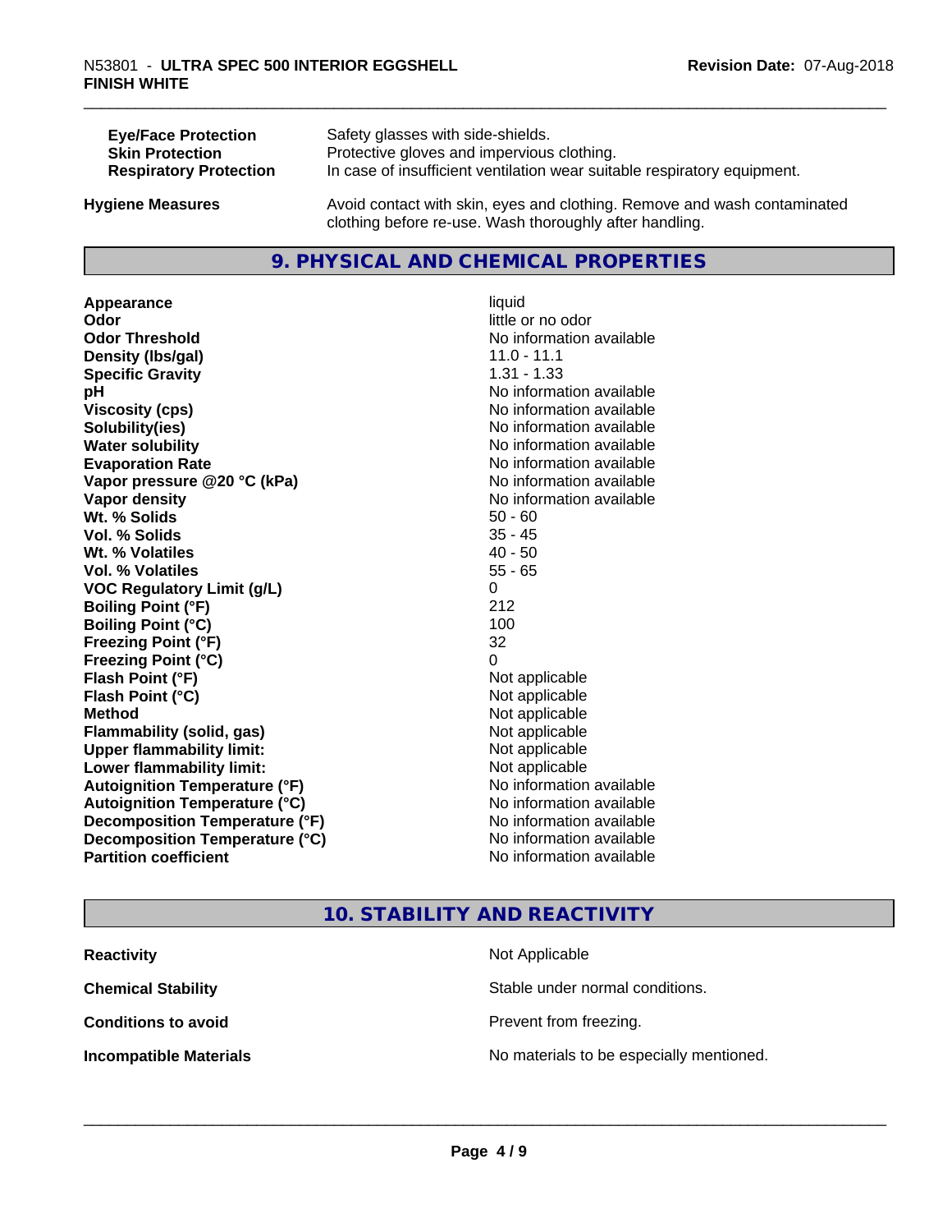| | |
|---|---|
| **Eye/Face Protection** | Safety glasses with side-shields. |
| **Skin Protection** | Protective gloves and impervious clothing. |
| **Respiratory Protection** | In case of insufficient ventilation wear suitable respiratory equipment. |

**Hygiene Measures** Avoid contact with skin, eyes and clothing. Remove and wash contaminated clothing before re-use. Wash thoroughly after handling.

## 9. PHYSICAL AND CHEMICAL PROPERTIES

| | |
|---|---|
| **Appearance** | liquid |
| **Odor** | little or no odor |
| **Odor Threshold** | No information available |
| **Density (lbs/gal)** | 11.0 - 11.1 |
| **Specific Gravity** | 1.31 - 1.33 |
| **pH** | No information available |
| **Viscosity (cps)** | No information available |
| **Solubility(ies)** | No information available |
| **Water solubility** | No information available |
| **Evaporation Rate** | No information available |
| **Vapor pressure @20 °C (kPa)** | No information available |
| **Vapor density** | No information available |
| **Wt. % Solids** | 50 - 60 |
| **Vol. % Solids** | 35 - 45 |
| **Wt. % Volatiles** | 40 - 50 |
| **Vol. % Volatiles** | 55 - 65 |
| **VOC Regulatory Limit (g/L)** | 0 |
| **Boiling Point (°F)** | 212 |
| **Boiling Point (°C)** | 100 |
| **Freezing Point (°F)** | 32 |
| **Freezing Point (°C)** | 0 |
| **Flash Point (°F)** | Not applicable |
| **Flash Point (°C)** | Not applicable |
| **Method** | Not applicable |
| **Flammability (solid, gas)** | Not applicable |
| **Upper flammability limit:** | Not applicable |
| **Lower flammability limit:** | Not applicable |
| **Autoignition Temperature (°F)** | No information available |
| **Autoignition Temperature (°C)** | No information available |
| **Decomposition Temperature (°F)** | No information available |
| **Decomposition Temperature (°C)** | No information available |
| **Partition coefficient** | No information available |

## 10. STABILITY AND REACTIVITY

| | |
|---|---|
| **Reactivity** | Not Applicable |
| **Chemical Stability** | Stable under normal conditions. |
| **Conditions to avoid** | Prevent from freezing. |
| **Incompatible Materials** | No materials to be especially mentioned. |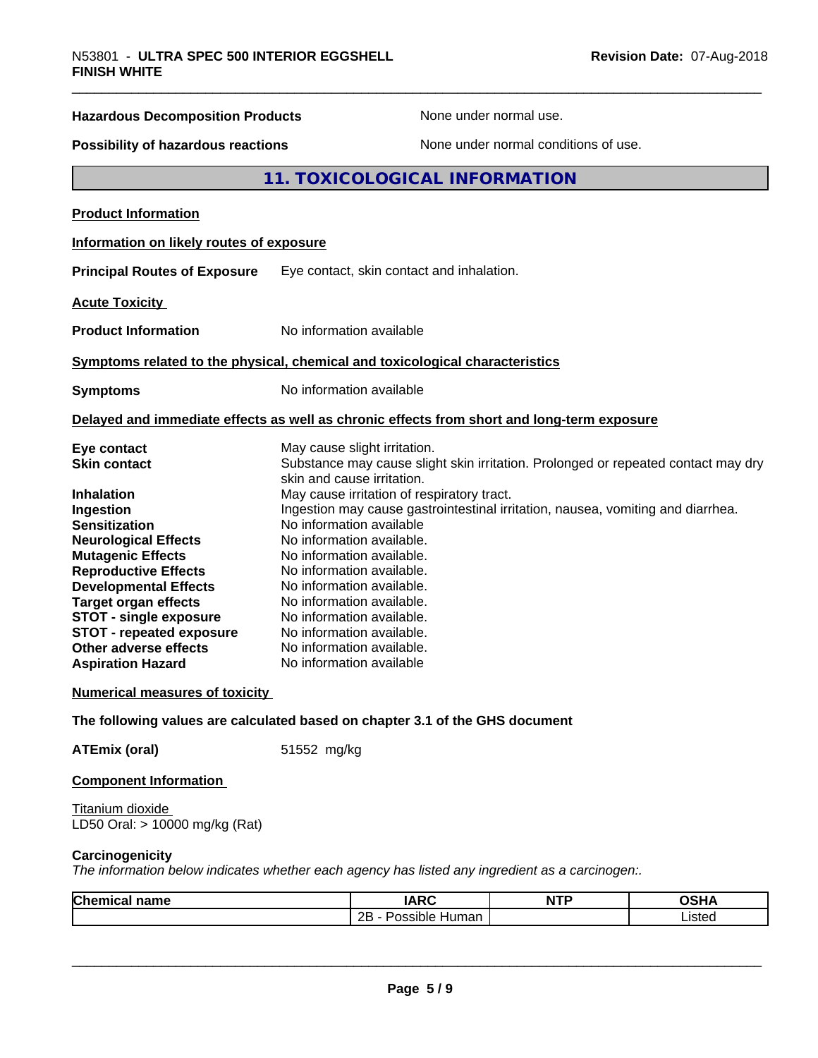**Hazardous Decomposition Products** None under normal use.

**Possibility of hazardous reactions** None under normal conditions of use.

## 11. TOXICOLOGICAL INFORMATION

**Product Information**

**Information on likely routes of exposure**

**Principal Routes of Exposure** Eye contact, skin contact and inhalation.

**Acute Toxicity**

**Product Information** No information available

**Symptoms related to the physical, chemical and toxicological characteristics**

**Symptoms** No information available

**Delayed and immediate effects as well as chronic effects from short and long-term exposure**

**Eye contact** May cause slight irritation.
**Skin contact** Substance may cause slight skin irritation. Prolonged or repeated contact may dry skin and cause irritation.
**Inhalation** May cause irritation of respiratory tract.
**Ingestion** Ingestion may cause gastrointestinal irritation, nausea, vomiting and diarrhea.
**Sensitization** No information available
**Neurological Effects** No information available.
**Mutagenic Effects** No information available.
**Reproductive Effects** No information available.
**Developmental Effects** No information available.
**Target organ effects** No information available.
**STOT - single exposure** No information available.
**STOT - repeated exposure** No information available.
**Other adverse effects** No information available.
**Aspiration Hazard** No information available

**Numerical measures of toxicity**

**The following values are calculated based on chapter 3.1 of the GHS document**

**ATEmix (oral)** 51552 mg/kg

**Component Information**

Titanium dioxide
LD50 Oral: > 10000 mg/kg (Rat)

**Carcinogenicity**
*The information below indicates whether each agency has listed any ingredient as a carcinogen:.*

| Chemical name | IARC | NTP | OSHA |
|---|---|---|---|
| | 2B - Possible Human | | Listed |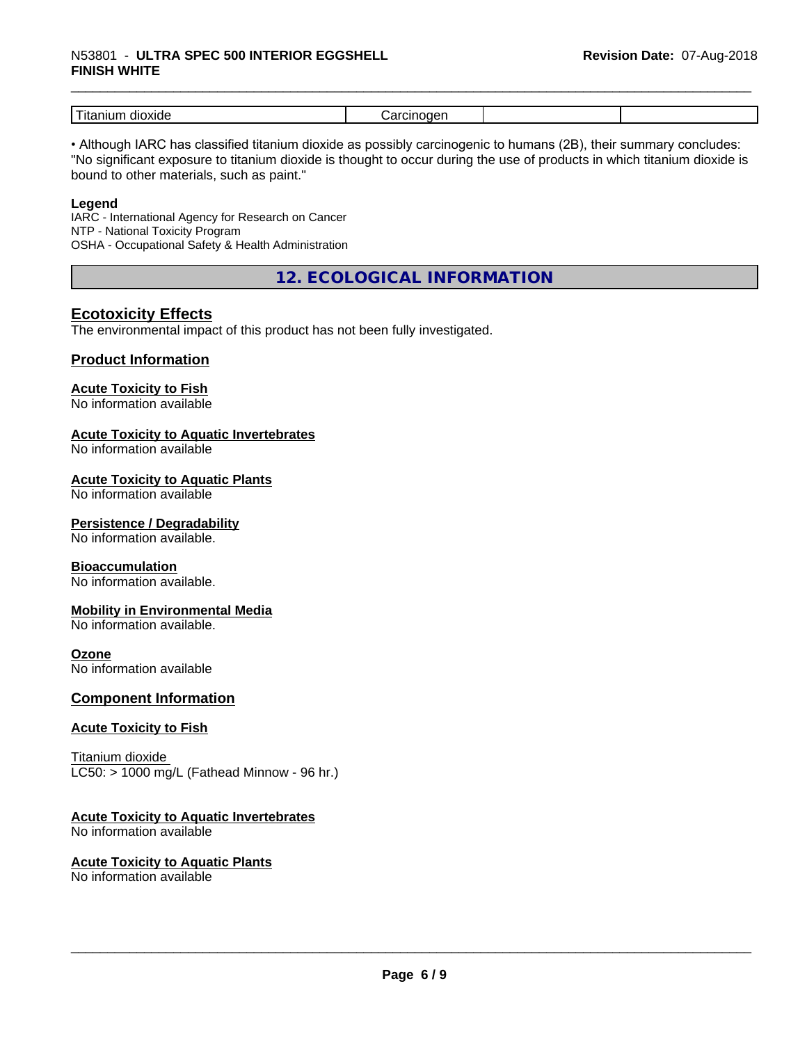| Titanium dioxide | Carcinogen | | |
|---|---|---|---|

• Although IARC has classified titanium dioxide as possibly carcinogenic to humans (2B), their summary concludes: "No significant exposure to titanium dioxide is thought to occur during the use of products in which titanium dioxide is bound to other materials, such as paint."

**Legend**
IARC - International Agency for Research on Cancer
NTP - National Toxicity Program
OSHA - Occupational Safety & Health Administration

## 12. ECOLOGICAL INFORMATION

### Ecotoxicity Effects

The environmental impact of this product has not been fully investigated.

### Product Information

**Acute Toxicity to Fish**
No information available

**Acute Toxicity to Aquatic Invertebrates**
No information available

**Acute Toxicity to Aquatic Plants**
No information available

**Persistence / Degradability**
No information available.

**Bioaccumulation**
No information available.

**Mobility in Environmental Media**
No information available.

**Ozone**
No information available

### Component Information

**Acute Toxicity to Fish**

Titanium dioxide
LC50: > 1000 mg/L (Fathead Minnow - 96 hr.)

**Acute Toxicity to Aquatic Invertebrates**
No information available

**Acute Toxicity to Aquatic Plants**
No information available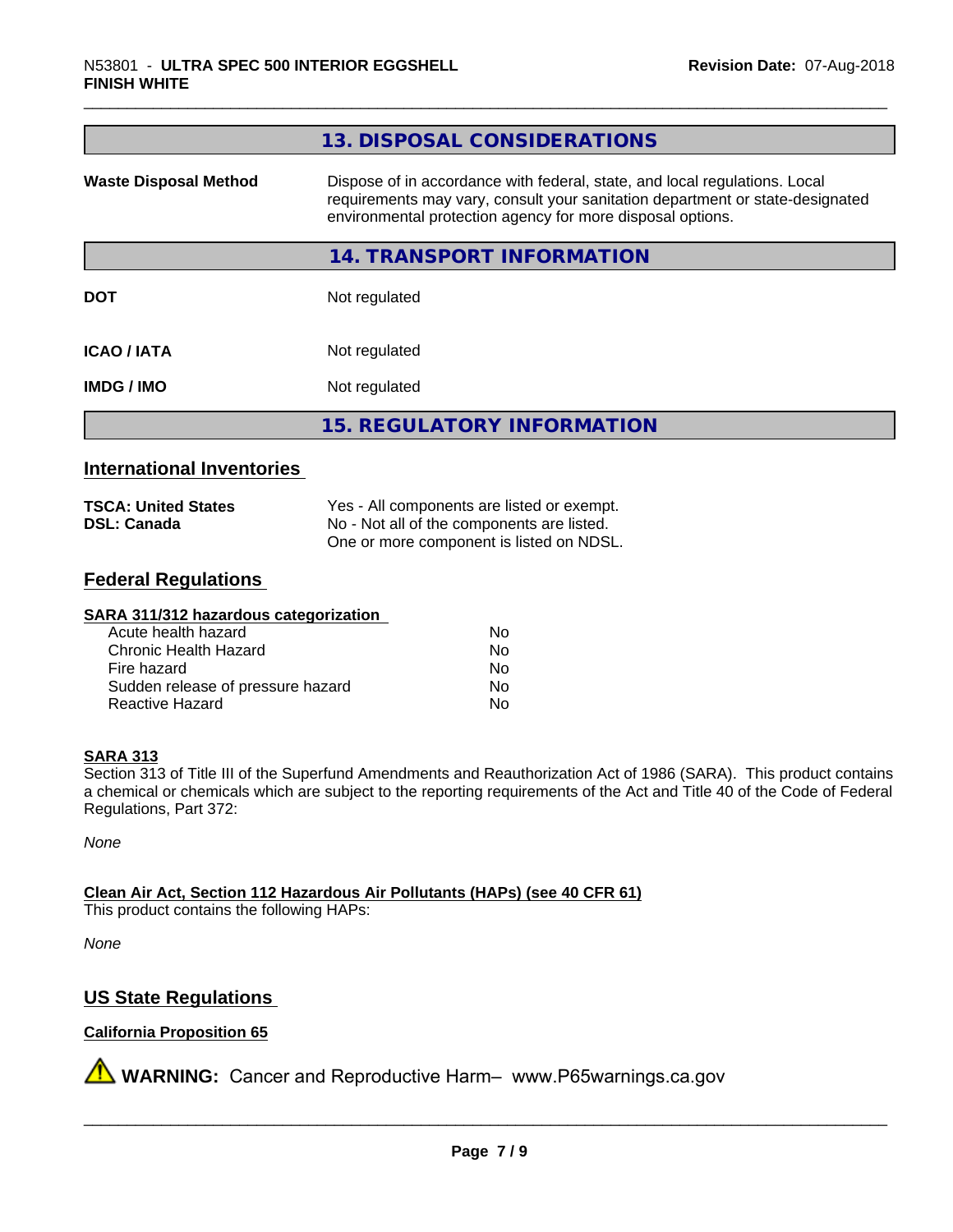## 13. DISPOSAL CONSIDERATIONS

| | |
|---|---|
| **Waste Disposal Method** | Dispose of in accordance with federal, state, and local regulations. Local requirements may vary, consult your sanitation department or state-designated environmental protection agency for more disposal options. |

## 14. TRANSPORT INFORMATION

| | |
|---|---|
| **DOT** | Not regulated |
| **ICAO / IATA** | Not regulated |
| **IMDG / IMO** | Not regulated |

## 15. REGULATORY INFORMATION

### International Inventories

| | |
|---|---|
| **TSCA: United States** | Yes - All components are listed or exempt. |
| **DSL: Canada** | No - Not all of the components are listed. One or more component is listed on NDSL. |

### Federal Regulations

**SARA 311/312 hazardous categorization**

| | |
|---|---|
| Acute health hazard | No |
| Chronic Health Hazard | No |
| Fire hazard | No |
| Sudden release of pressure hazard | No |
| Reactive Hazard | No |

**SARA 313**

Section 313 of Title III of the Superfund Amendments and Reauthorization Act of 1986 (SARA). This product contains a chemical or chemicals which are subject to the reporting requirements of the Act and Title 40 of the Code of Federal Regulations, Part 372:

*None*

**Clean Air Act, Section 112 Hazardous Air Pollutants (HAPs) (see 40 CFR 61)**

This product contains the following HAPs:

*None*

### US State Regulations

**California Proposition 65**

⚠ **WARNING:** Cancer and Reproductive Harm– www.P65warnings.ca.gov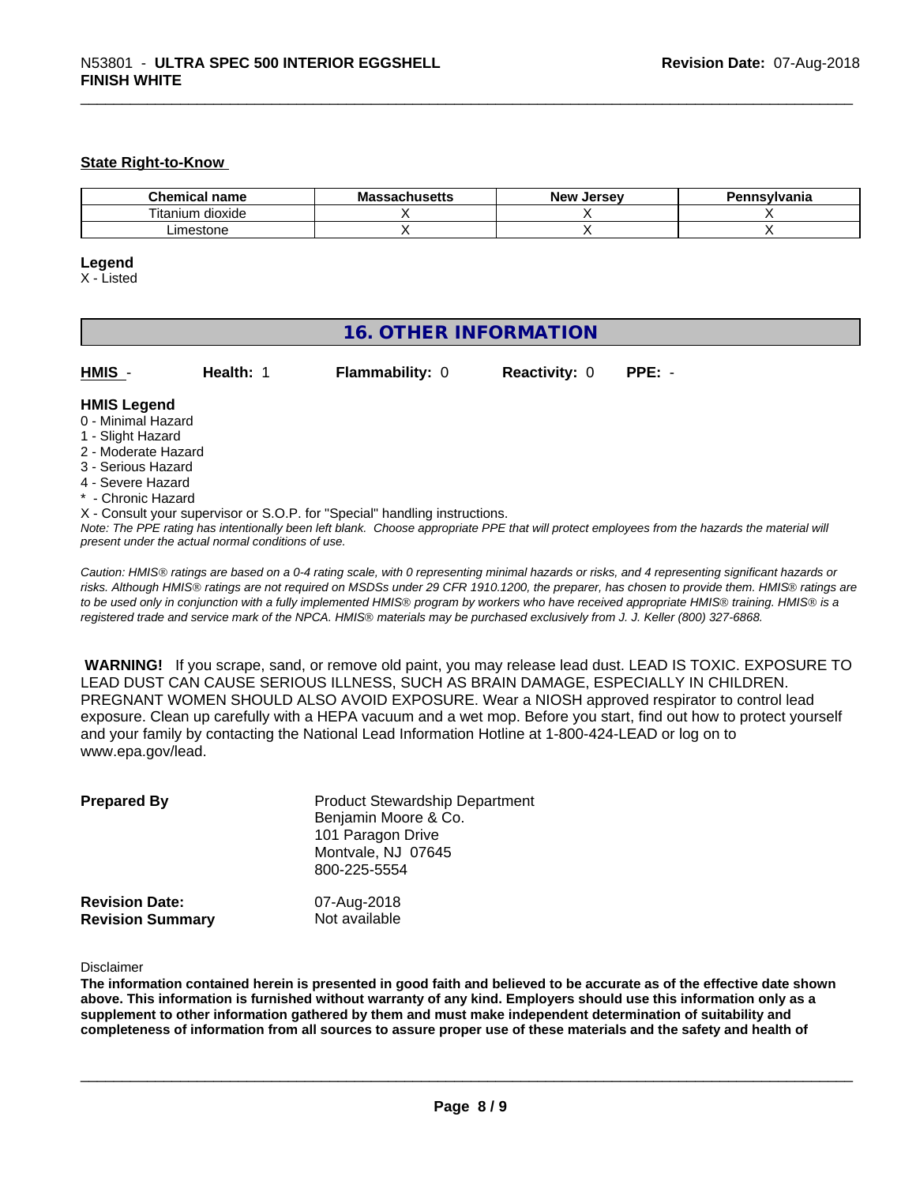### State Right-to-Know

| Chemical name | Massachusetts | New Jersey | Pennsylvania |
|---|---|---|---|
| Titanium dioxide | X | X | X |
| Limestone | X | X | X |

**Legend**

X - Listed

## 16. OTHER INFORMATION

| **HMIS** - | **Health:** 1 | **Flammability:** 0 | **Reactivity:** 0 | **PPE:** - |
|---|---|---|---|---|

**HMIS Legend**

0 - Minimal Hazard
1 - Slight Hazard
2 - Moderate Hazard
3 - Serious Hazard
4 - Severe Hazard
* - Chronic Hazard
X - Consult your supervisor or S.O.P. for "Special" handling instructions.

*Note: The PPE rating has intentionally been left blank. Choose appropriate PPE that will protect employees from the hazards the material will present under the actual normal conditions of use.*

*Caution: HMIS® ratings are based on a 0-4 rating scale, with 0 representing minimal hazards or risks, and 4 representing significant hazards or risks. Although HMIS® ratings are not required on MSDSs under 29 CFR 1910.1200, the preparer, has chosen to provide them. HMIS® ratings are to be used only in conjunction with a fully implemented HMIS® program by workers who have received appropriate HMIS® training. HMIS® is a registered trade and service mark of the NPCA. HMIS® materials may be purchased exclusively from J. J. Keller (800) 327-6868.*

**WARNING!** If you scrape, sand, or remove old paint, you may release lead dust. LEAD IS TOXIC. EXPOSURE TO LEAD DUST CAN CAUSE SERIOUS ILLNESS, SUCH AS BRAIN DAMAGE, ESPECIALLY IN CHILDREN. PREGNANT WOMEN SHOULD ALSO AVOID EXPOSURE. Wear a NIOSH approved respirator to control lead exposure. Clean up carefully with a HEPA vacuum and a wet mop. Before you start, find out how to protect yourself and your family by contacting the National Lead Information Hotline at 1-800-424-LEAD or log on to www.epa.gov/lead.

**Prepared By**
Product Stewardship Department
Benjamin Moore & Co.
101 Paragon Drive
Montvale, NJ 07645
800-225-5554

**Revision Date:** 07-Aug-2018
**Revision Summary** Not available

Disclaimer

**The information contained herein is presented in good faith and believed to be accurate as of the effective date shown above. This information is furnished without warranty of any kind. Employers should use this information only as a supplement to other information gathered by them and must make independent determination of suitability and completeness of information from all sources to assure proper use of these materials and the safety and health of**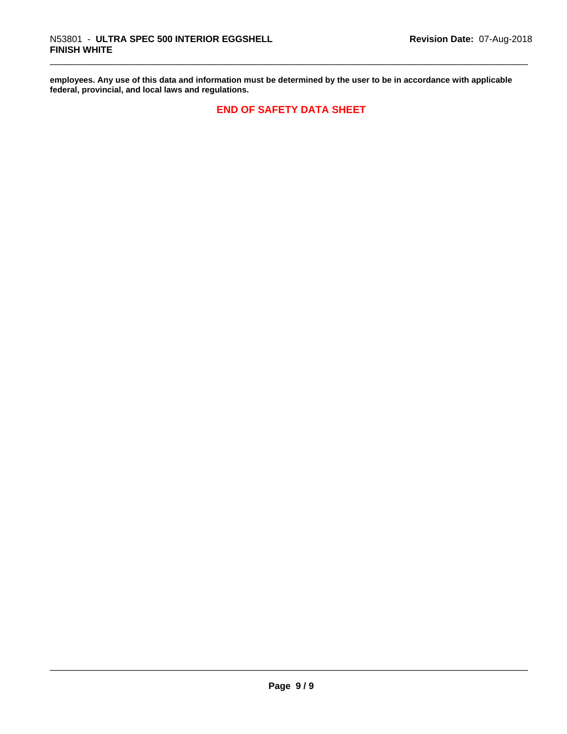**employees. Any use of this data and information must be determined by the user to be in accordance with applicable federal, provincial, and local laws and regulations.**

## END OF SAFETY DATA SHEET